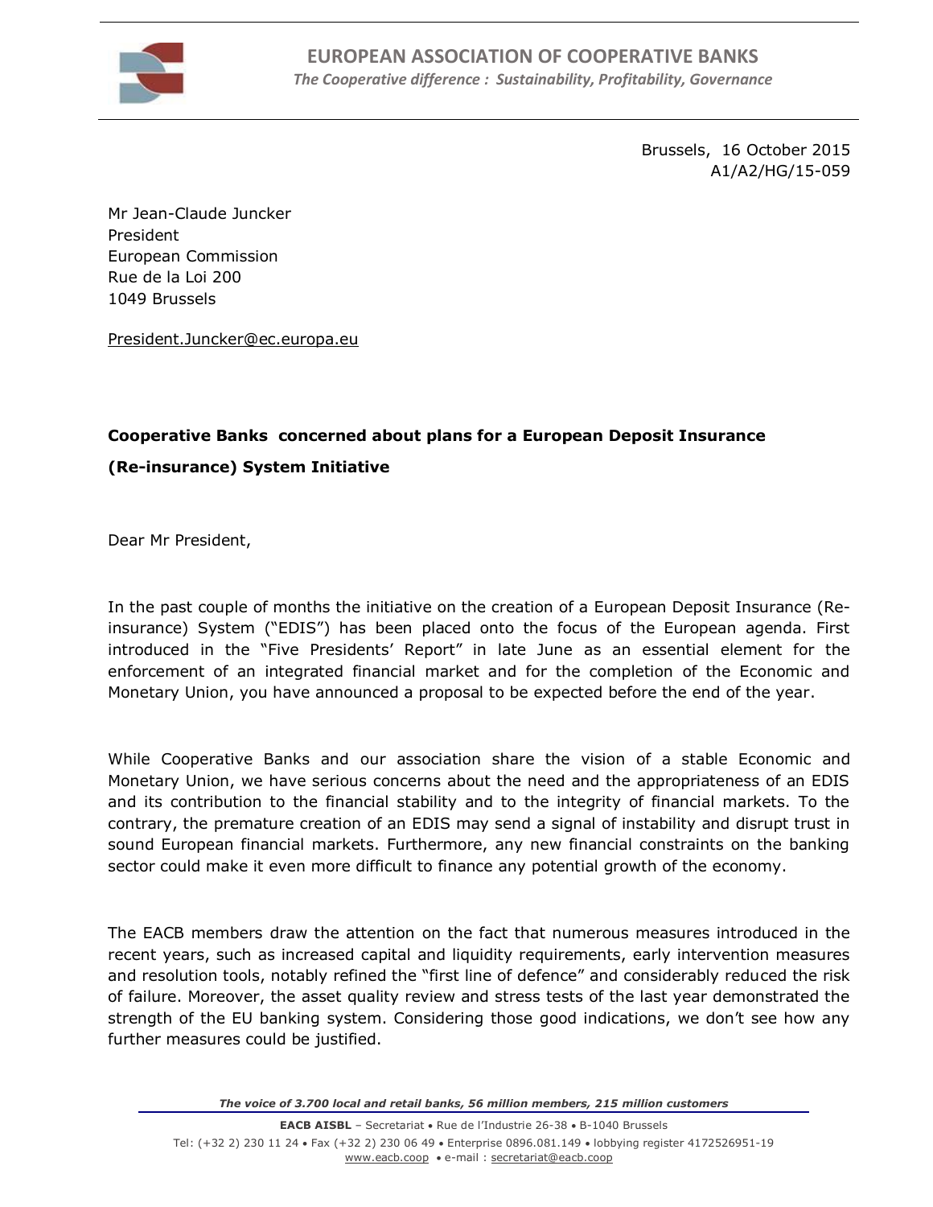**EUROPEAN ASSOCIATION OF COOPERATIVE BANKS**

*The Cooperative difference : Sustainability, Profitability, Governance*

Brussels, 16 October 2015
A1/A2/HG/15-059

Mr Jean-Claude Juncker
President
European Commission
Rue de la Loi 200
1049 Brussels

President.Juncker@ec.europa.eu

**Cooperative Banks concerned about plans for a European Deposit Insurance (Re-insurance) System Initiative**

Dear Mr President,

In the past couple of months the initiative on the creation of a European Deposit Insurance (Re-insurance) System ("EDIS") has been placed onto the focus of the European agenda. First introduced in the "Five Presidents' Report" in late June as an essential element for the enforcement of an integrated financial market and for the completion of the Economic and Monetary Union, you have announced a proposal to be expected before the end of the year.

While Cooperative Banks and our association share the vision of a stable Economic and Monetary Union, we have serious concerns about the need and the appropriateness of an EDIS and its contribution to the financial stability and to the integrity of financial markets. To the contrary, the premature creation of an EDIS may send a signal of instability and disrupt trust in sound European financial markets. Furthermore, any new financial constraints on the banking sector could make it even more difficult to finance any potential growth of the economy.

The EACB members draw the attention on the fact that numerous measures introduced in the recent years, such as increased capital and liquidity requirements, early intervention measures and resolution tools, notably refined the "first line of defence" and considerably reduced the risk of failure. Moreover, the asset quality review and stress tests of the last year demonstrated the strength of the EU banking system. Considering those good indications, we don't see how any further measures could be justified.

*The voice of 3.700 local and retail banks, 56 million members, 215 million customers*

**EACB AISBL** – Secretariat • Rue de l'Industrie 26-38 • B-1040 Brussels
Tel: (+32 2) 230 11 24 • Fax (+32 2) 230 06 49 • Enterprise 0896.081.149 • lobbying register 4172526951-19
www.eacb.coop • e-mail : secretariat@eacb.coop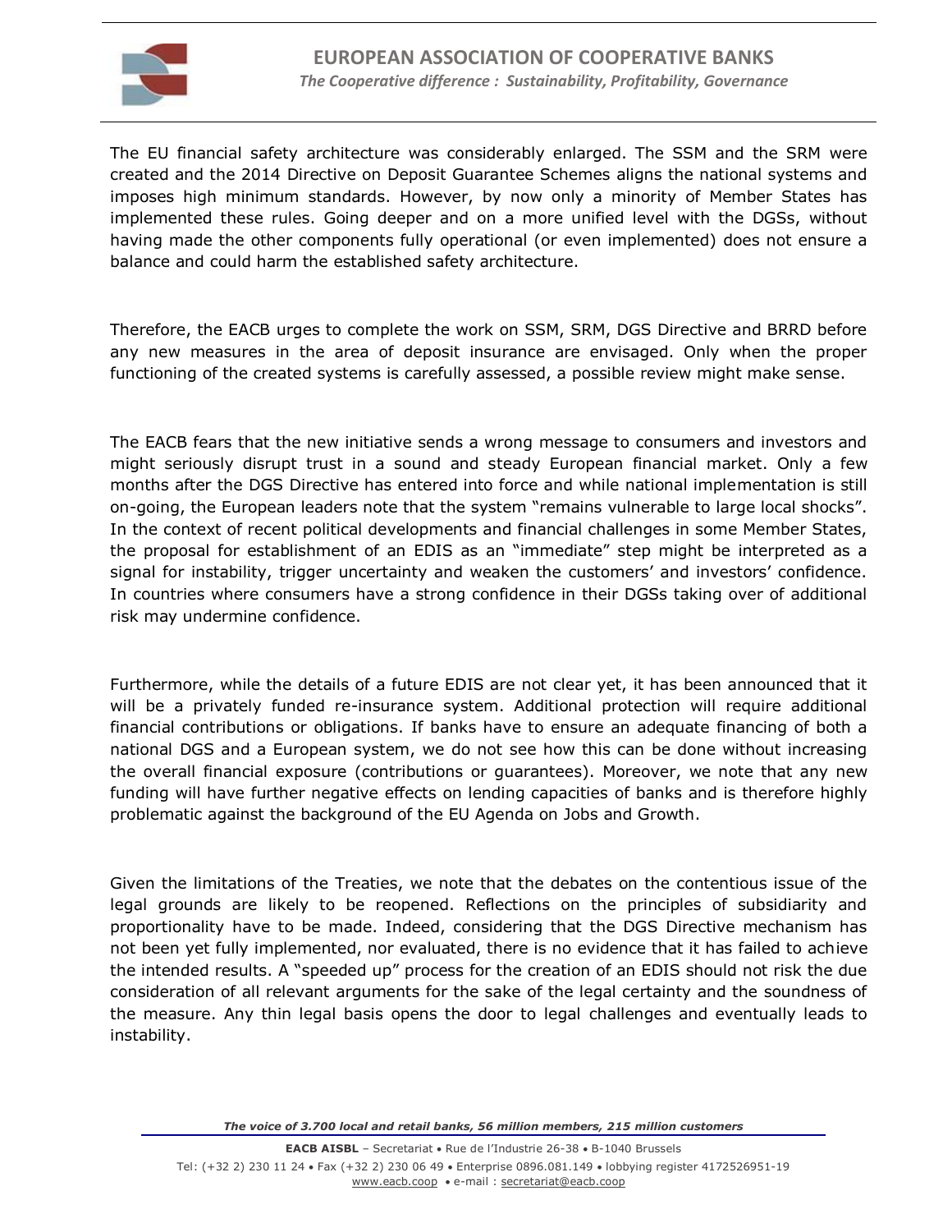The EU financial safety architecture was considerably enlarged. The SSM and the SRM were created and the 2014 Directive on Deposit Guarantee Schemes aligns the national systems and imposes high minimum standards. However, by now only a minority of Member States has implemented these rules. Going deeper and on a more unified level with the DGSs, without having made the other components fully operational (or even implemented) does not ensure a balance and could harm the established safety architecture.

Therefore, the EACB urges to complete the work on SSM, SRM, DGS Directive and BRRD before any new measures in the area of deposit insurance are envisaged. Only when the proper functioning of the created systems is carefully assessed, a possible review might make sense.

The EACB fears that the new initiative sends a wrong message to consumers and investors and might seriously disrupt trust in a sound and steady European financial market. Only a few months after the DGS Directive has entered into force and while national implementation is still on-going, the European leaders note that the system "remains vulnerable to large local shocks". In the context of recent political developments and financial challenges in some Member States, the proposal for establishment of an EDIS as an "immediate" step might be interpreted as a signal for instability, trigger uncertainty and weaken the customers' and investors' confidence. In countries where consumers have a strong confidence in their DGSs taking over of additional risk may undermine confidence.

Furthermore, while the details of a future EDIS are not clear yet, it has been announced that it will be a privately funded re-insurance system. Additional protection will require additional financial contributions or obligations. If banks have to ensure an adequate financing of both a national DGS and a European system, we do not see how this can be done without increasing the overall financial exposure (contributions or guarantees). Moreover, we note that any new funding will have further negative effects on lending capacities of banks and is therefore highly problematic against the background of the EU Agenda on Jobs and Growth.

Given the limitations of the Treaties, we note that the debates on the contentious issue of the legal grounds are likely to be reopened. Reflections on the principles of subsidiarity and proportionality have to be made. Indeed, considering that the DGS Directive mechanism has not been yet fully implemented, nor evaluated, there is no evidence that it has failed to achieve the intended results. A "speeded up" process for the creation of an EDIS should not risk the due consideration of all relevant arguments for the sake of the legal certainty and the soundness of the measure. Any thin legal basis opens the door to legal challenges and eventually leads to instability.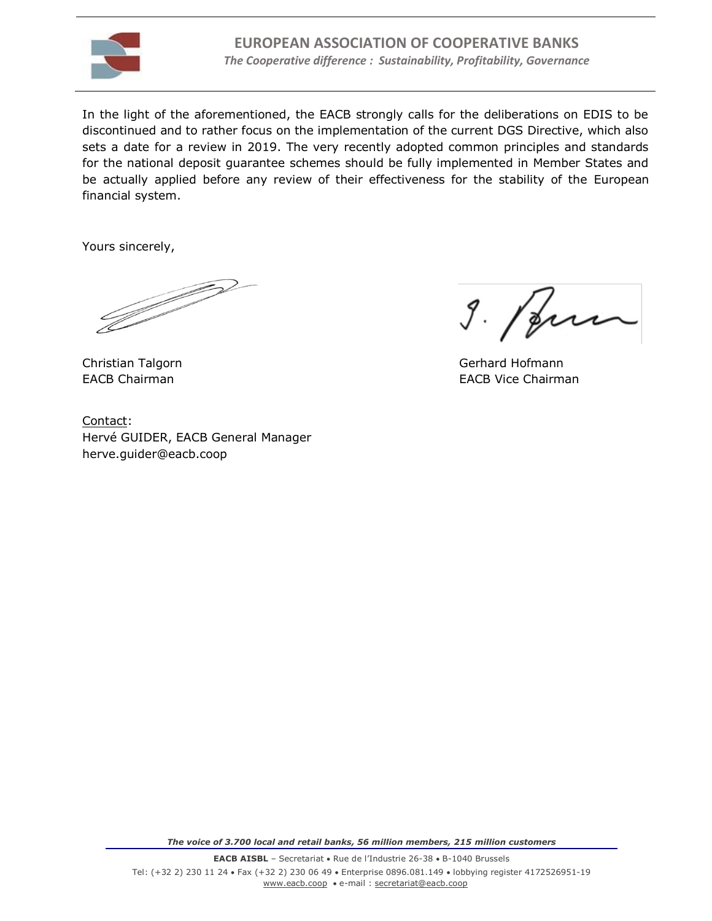In the light of the aforementioned, the EACB strongly calls for the deliberations on EDIS to be discontinued and to rather focus on the implementation of the current DGS Directive, which also sets a date for a review in 2019. The very recently adopted common principles and standards for the national deposit guarantee schemes should be fully implemented in Member States and be actually applied before any review of their effectiveness for the stability of the European financial system.

Yours sincerely,

Christian Talgorn
EACB Chairman

Gerhard Hofmann
EACB Vice Chairman

Contact:
Hervé GUIDER, EACB General Manager
herve.guider@eacb.coop